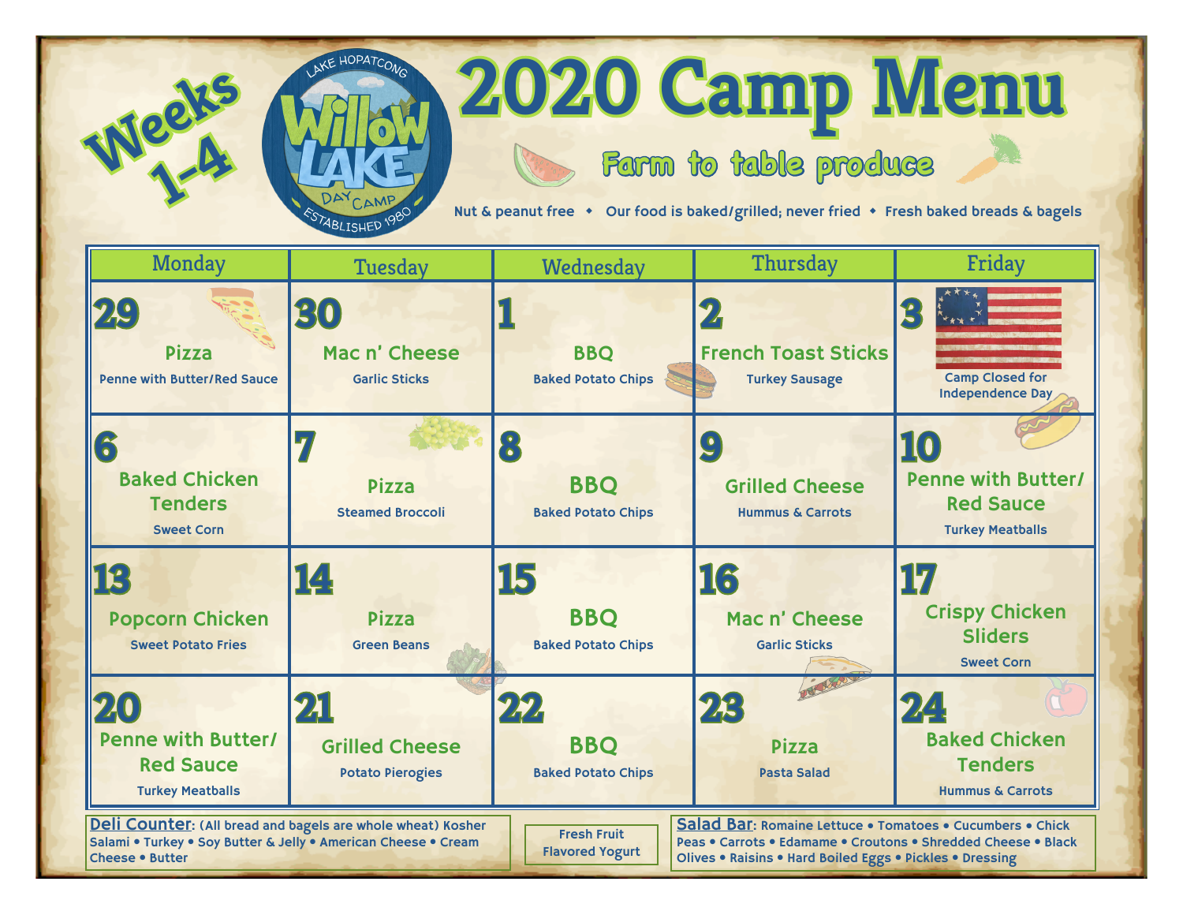# 2020 Camp Menu

**Weeks 1-4**

Lake Hopatcong Willow Lake Day Camp — Established 1980

## Farm to table produce

Nut & peanut free ◆ Our food is baked/grilled; never fried ◆ Fresh baked breads & bagels

| Monday | Tuesday | Wednesday | Thursday | Friday |
|---|---|---|---|---|
| **29** Pizza — Penne with Butter/Red Sauce | **30** Mac n' Cheese — Garlic Sticks | **1** BBQ — Baked Potato Chips | **2** French Toast Sticks — Turkey Sausage | **3** Camp Closed for Independence Day |
| **6** Baked Chicken Tenders — Sweet Corn | **7** Pizza — Steamed Broccoli | **8** BBQ — Baked Potato Chips | **9** Grilled Cheese — Hummus & Carrots | **10** Penne with Butter/ Red Sauce — Turkey Meatballs |
| **13** Popcorn Chicken — Sweet Potato Fries | **14** Pizza — Green Beans | **15** BBQ — Baked Potato Chips | **16** Mac n' Cheese — Garlic Sticks | **17** Crispy Chicken Sliders — Sweet Corn |
| **20** Penne with Butter/ Red Sauce — Turkey Meatballs | **21** Grilled Cheese — Potato Pierogies | **22** BBQ — Baked Potato Chips | **23** Pizza — Pasta Salad | **24** Baked Chicken Tenders — Hummus & Carrots |

**Deli Counter**: (All bread and bagels are whole wheat) Kosher Salami • Turkey • Soy Butter & Jelly • American Cheese • Cream Cheese • Butter

Fresh Fruit
Flavored Yogurt

**Salad Bar**: Romaine Lettuce • Tomatoes • Cucumbers • Chick Peas • Carrots • Edamame • Croutons • Shredded Cheese • Black Olives • Raisins • Hard Boiled Eggs • Pickles • Dressing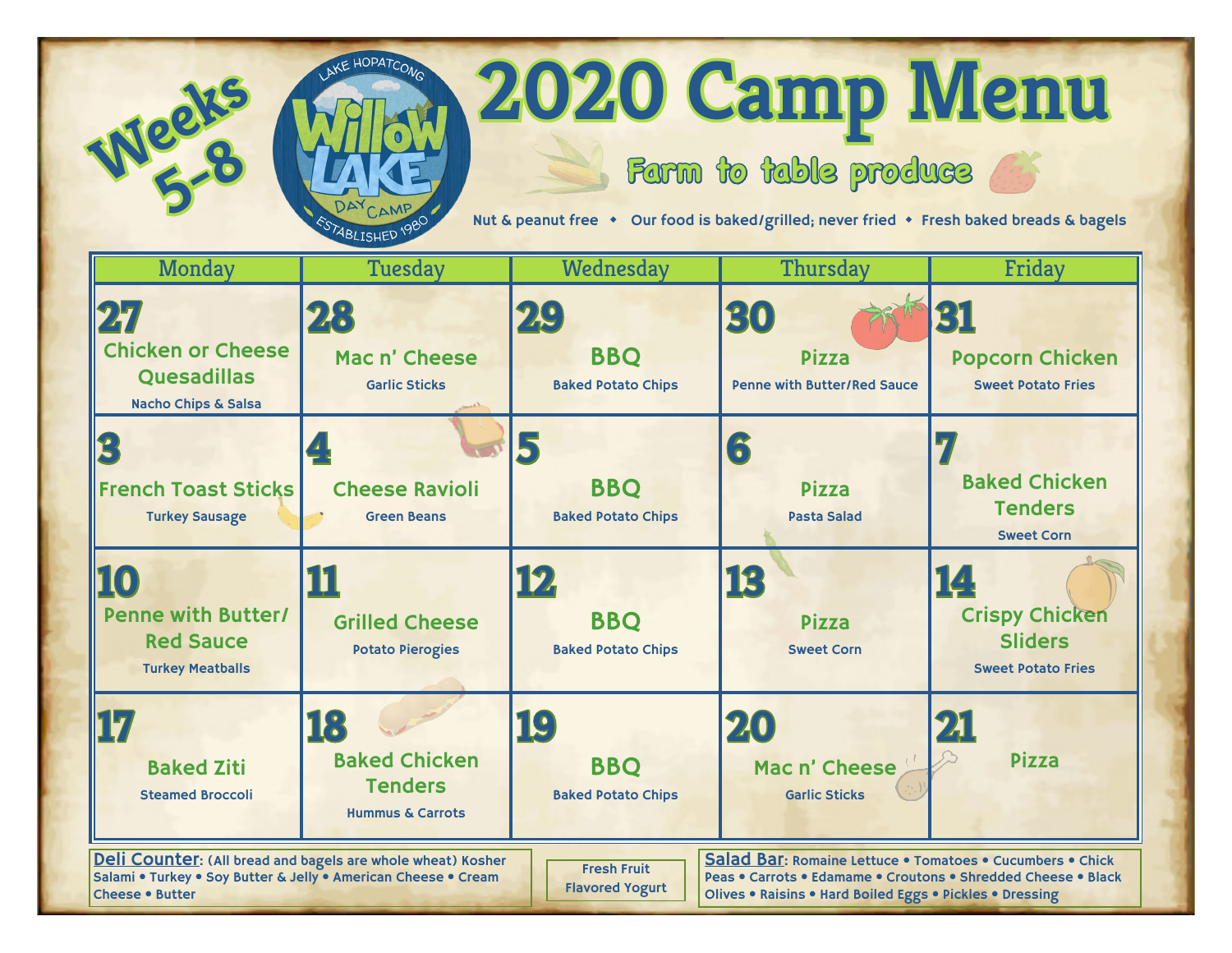Weeks 5-8

LAKE HOPATCONG
Willow LAKE DAY CAMP
ESTABLISHED 1980

# 2020 Camp Menu

## Farm to table produce

Nut & peanut free • Our food is baked/grilled; never fried • Fresh baked breads & bagels

| Monday | Tuesday | Wednesday | Thursday | Friday |
| --- | --- | --- | --- | --- |
| **27** Chicken or Cheese Quesadillas<br>Nacho Chips & Salsa | **28** Mac n' Cheese<br>Garlic Sticks | **29** BBQ<br>Baked Potato Chips | **30** Pizza<br>Penne with Butter/Red Sauce | **31** Popcorn Chicken<br>Sweet Potato Fries |
| **3** French Toast Sticks<br>Turkey Sausage | **4** Cheese Ravioli<br>Green Beans | **5** BBQ<br>Baked Potato Chips | **6** Pizza<br>Pasta Salad | **7** Baked Chicken Tenders<br>Sweet Corn |
| **10** Penne with Butter/ Red Sauce<br>Turkey Meatballs | **11** Grilled Cheese<br>Potato Pierogies | **12** BBQ<br>Baked Potato Chips | **13** Pizza<br>Sweet Corn | **14** Crispy Chicken Sliders<br>Sweet Potato Fries |
| **17** Baked Ziti<br>Steamed Broccoli | **18** Baked Chicken Tenders<br>Hummus & Carrots | **19** BBQ<br>Baked Potato Chips | **20** Mac n' Cheese<br>Garlic Sticks | **21** Pizza |

**Deli Counter**: (All bread and bagels are whole wheat) Kosher Salami • Turkey • Soy Butter & Jelly • American Cheese • Cream Cheese • Butter

Fresh Fruit
Flavored Yogurt

**Salad Bar**: Romaine Lettuce • Tomatoes • Cucumbers • Chick Peas • Carrots • Edamame • Croutons • Shredded Cheese • Black Olives • Raisins • Hard Boiled Eggs • Pickles • Dressing